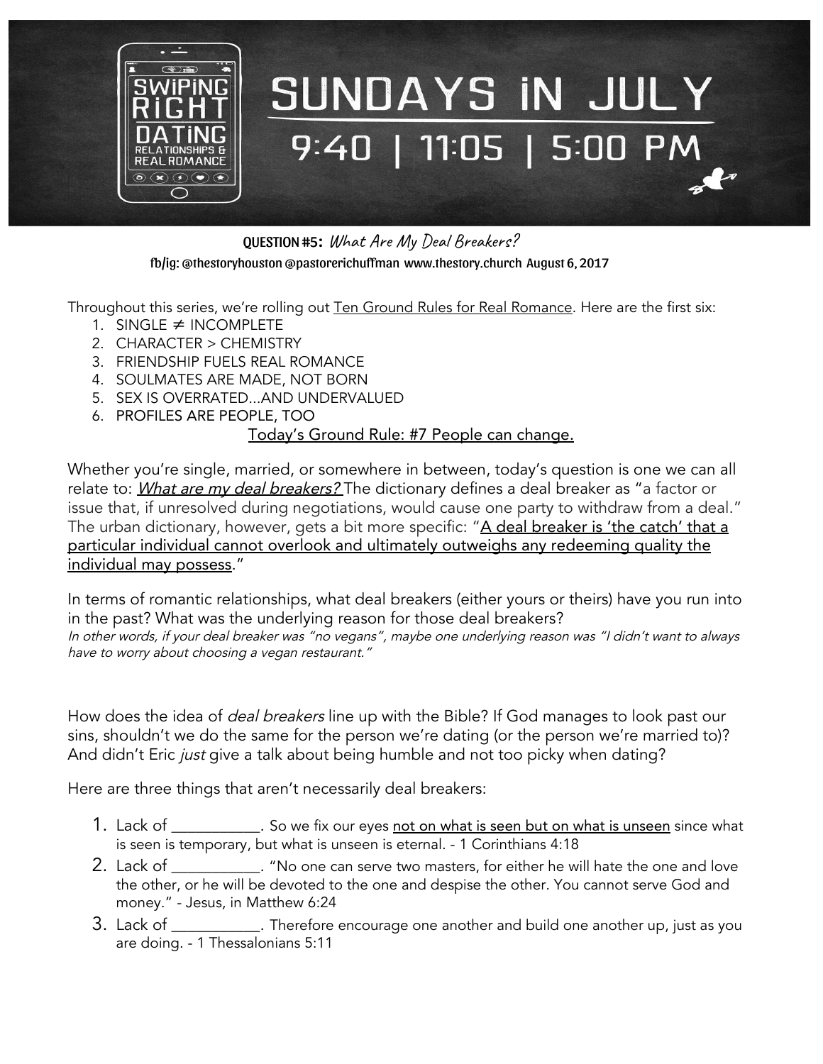# SWIPING RIGHT: DATING, RELATIONSHIPS & REAL ROMANCE

## SUNDAYS IN JULY

### 9:40 | 11:05 | 5:00 PM

**QUESTION #5:** *What Are My Deal Breakers?*

fb/ig: @thestoryhouston @pastorericuffman www.thestory.church August 6, 2017

Throughout this series, we're rolling out <u>Ten Ground Rules for Real Romance</u>. Here are the first six:

1. SINGLE ≠ INCOMPLETE
2. CHARACTER > CHEMISTRY
3. FRIENDSHIP FUELS REAL ROMANCE
4. SOULMATES ARE MADE, NOT BORN
5. SEX IS OVERRATED...AND UNDERVALUED
6. PROFILES ARE PEOPLE, TOO

<u>Today's Ground Rule: #7 People can change.</u>

Whether you're single, married, or somewhere in between, today's question is one we can all relate to: <u>*What are my deal breakers?*</u> The dictionary defines a deal breaker as "a factor or issue that, if unresolved during negotiations, would cause one party to withdraw from a deal." The urban dictionary, however, gets a bit more specific: "<u>A deal breaker is 'the catch' that a particular individual cannot overlook and ultimately outweighs any redeeming quality the individual may possess</u>."

In terms of romantic relationships, what deal breakers (either yours or theirs) have you run into in the past? What was the underlying reason for those deal breakers?

*In other words, if your deal breaker was "no vegans", maybe one underlying reason was "I didn't want to always have to worry about choosing a vegan restaurant."*

How does the idea of *deal breakers* line up with the Bible? If God manages to look past our sins, shouldn't we do the same for the person we're dating (or the person we're married to)? And didn't Eric *just* give a talk about being humble and not too picky when dating?

Here are three things that aren't necessarily deal breakers:

1. Lack of ___________. So we fix our eyes <u>not on what is seen but on what is unseen</u> since what is seen is temporary, but what is unseen is eternal. - 1 Corinthians 4:18
2. Lack of ___________. "No one can serve two masters, for either he will hate the one and love the other, or he will be devoted to the one and despise the other. You cannot serve God and money." - Jesus, in Matthew 6:24
3. Lack of ___________. Therefore encourage one another and build one another up, just as you are doing. - 1 Thessalonians 5:11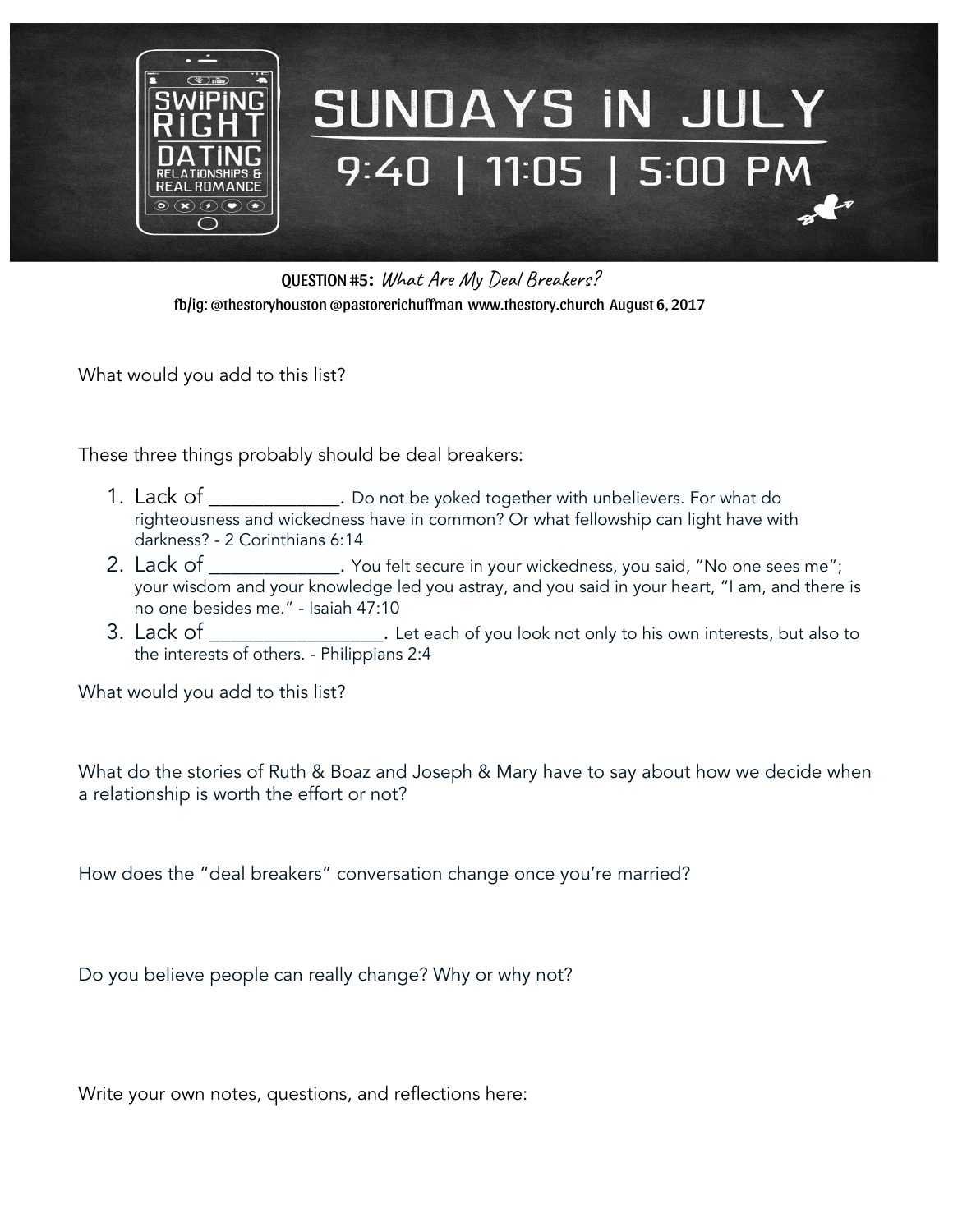# SWIPING RIGHT

## DATING RELATIONSHIPS & REAL ROMANCE

## SUNDAYS IN JULY

9:40 | 11:05 | 5:00 PM

**QUESTION #5:** *What Are My Deal Breakers?*

fb/ig: @thestoryhouston @pastorerichuffman www.thestory.church August 6, 2017

What would you add to this list?

These three things probably should be deal breakers:

1. Lack of \_\_\_\_\_\_\_\_\_\_\_\_\_. Do not be yoked together with unbelievers. For what do righteousness and wickedness have in common? Or what fellowship can light have with darkness? - 2 Corinthians 6:14
2. Lack of \_\_\_\_\_\_\_\_\_\_\_\_\_. You felt secure in your wickedness, you said, "No one sees me"; your wisdom and your knowledge led you astray, and you said in your heart, "I am, and there is no one besides me." - Isaiah 47:10
3. Lack of \_\_\_\_\_\_\_\_\_\_\_\_\_\_\_\_\_\_. Let each of you look not only to his own interests, but also to the interests of others. - Philippians 2:4

What would you add to this list?

What do the stories of Ruth & Boaz and Joseph & Mary have to say about how we decide when a relationship is worth the effort or not?

How does the "deal breakers" conversation change once you're married?

Do you believe people can really change? Why or why not?

Write your own notes, questions, and reflections here: